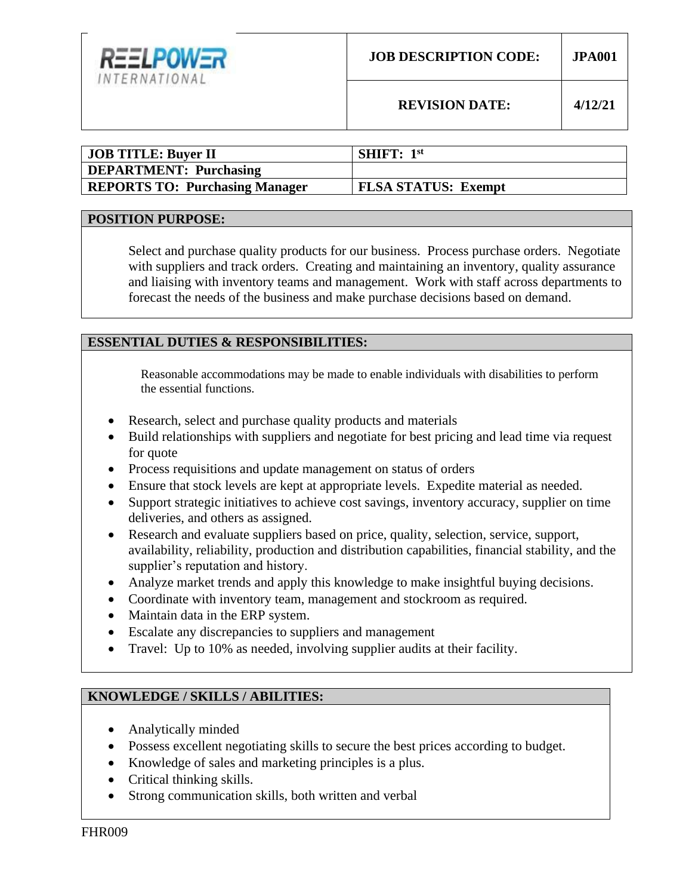REELPOWER INTERNATIONAL

| JOB DESCRIPTION CODE: | JPA001 |
| --- | --- |
| REVISION DATE: | 4/12/21 |

| **JOB TITLE: Buyer II** | **SHIFT: 1st** |
| --- | --- |
| **DEPARTMENT: Purchasing** | |
| **REPORTS TO: Purchasing Manager** | **FLSA STATUS: Exempt** |

## POSITION PURPOSE:

Select and purchase quality products for our business. Process purchase orders. Negotiate with suppliers and track orders. Creating and maintaining an inventory, quality assurance and liaising with inventory teams and management. Work with staff across departments to forecast the needs of the business and make purchase decisions based on demand.

## ESSENTIAL DUTIES & RESPONSIBILITIES:

Reasonable accommodations may be made to enable individuals with disabilities to perform the essential functions.

- Research, select and purchase quality products and materials
- Build relationships with suppliers and negotiate for best pricing and lead time via request for quote
- Process requisitions and update management on status of orders
- Ensure that stock levels are kept at appropriate levels. Expedite material as needed.
- Support strategic initiatives to achieve cost savings, inventory accuracy, supplier on time deliveries, and others as assigned.
- Research and evaluate suppliers based on price, quality, selection, service, support, availability, reliability, production and distribution capabilities, financial stability, and the supplier's reputation and history.
- Analyze market trends and apply this knowledge to make insightful buying decisions.
- Coordinate with inventory team, management and stockroom as required.
- Maintain data in the ERP system.
- Escalate any discrepancies to suppliers and management
- Travel: Up to 10% as needed, involving supplier audits at their facility.

## KNOWLEDGE / SKILLS / ABILITIES:

- Analytically minded
- Possess excellent negotiating skills to secure the best prices according to budget.
- Knowledge of sales and marketing principles is a plus.
- Critical thinking skills.
- Strong communication skills, both written and verbal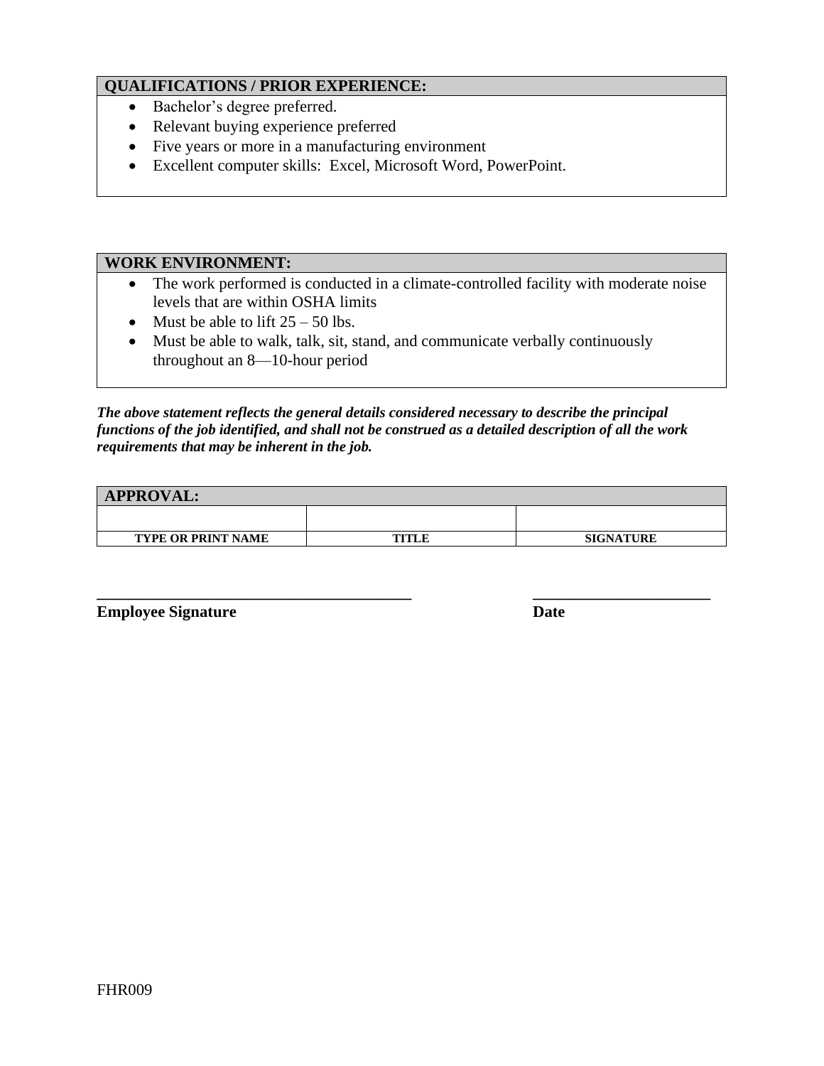| QUALIFICATIONS / PRIOR EXPERIENCE: |
| --- |
| • Bachelor's degree preferred.<br>• Relevant buying experience preferred<br>• Five years or more in a manufacturing environment<br>• Excellent computer skills: Excel, Microsoft Word, PowerPoint. |

| WORK ENVIRONMENT: |
| --- |
| • The work performed is conducted in a climate-controlled facility with moderate noise levels that are within OSHA limits<br>• Must be able to lift 25 – 50 lbs.<br>• Must be able to walk, talk, sit, stand, and communicate verbally continuously throughout an 8—10-hour period |

***The above statement reflects the general details considered necessary to describe the principal functions of the job identified, and shall not be construed as a detailed description of all the work requirements that may be inherent in the job.***

| APPROVAL: | | |
| --- | --- | --- |
| | | |
| **TYPE OR PRINT NAME** | **TITLE** | **SIGNATURE** |

**________________________________________** **______________________**

**Employee Signature** **Date**

FHR009